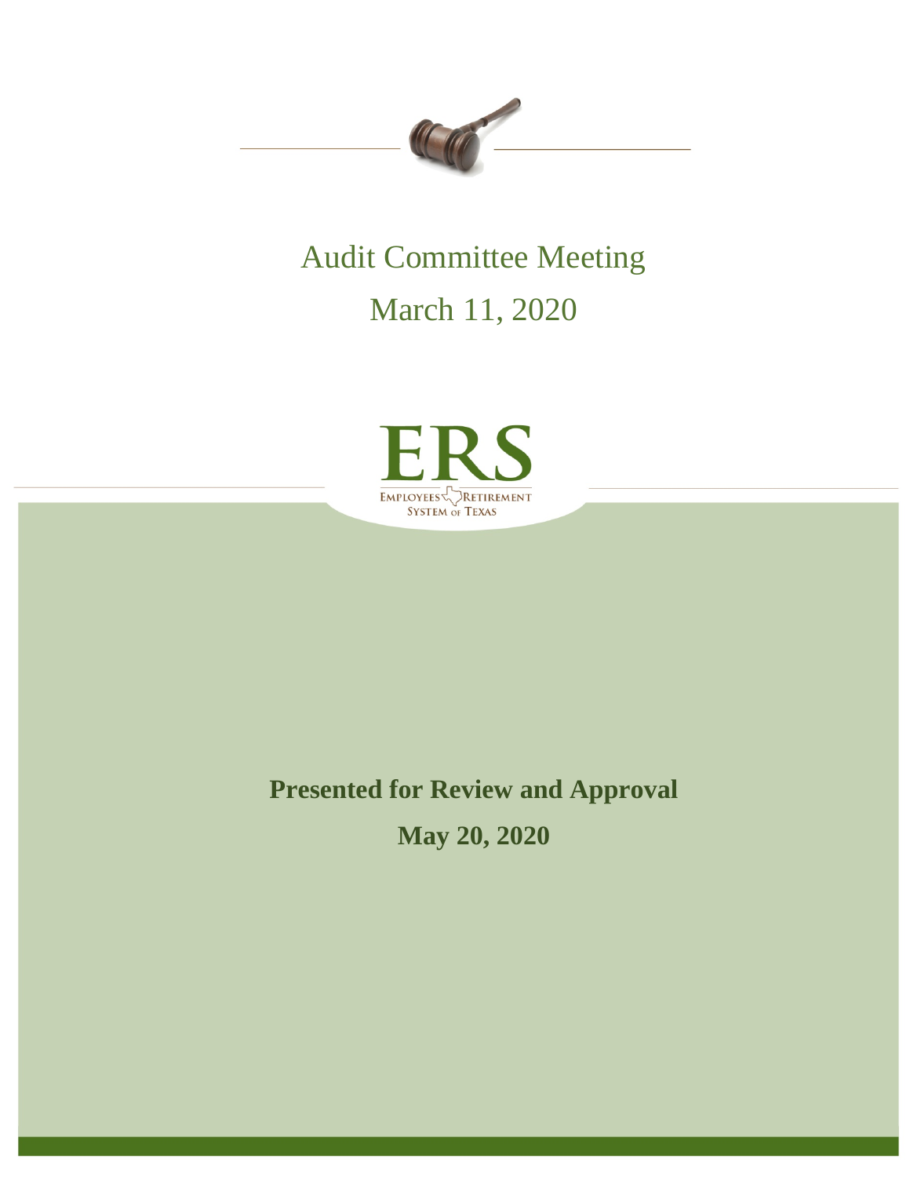# Audit Committee Meeting

## March 11, 2020

ERS

EMPLOYEES RETIREMENT SYSTEM OF TEXAS

**Presented for Review and Approval**

**May 20, 2020**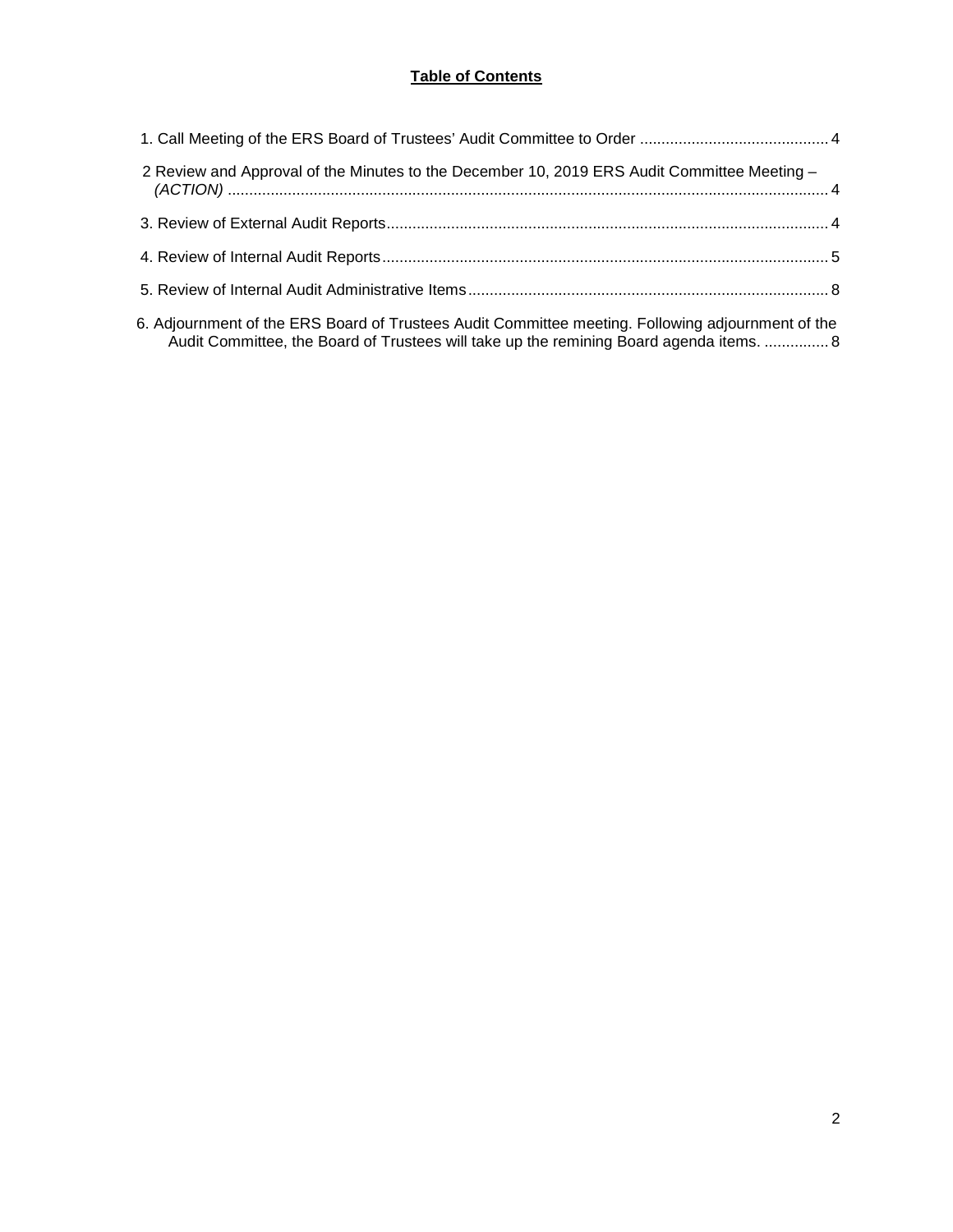**Table of Contents**

1. Call Meeting of the ERS Board of Trustees' Audit Committee to Order ............................................ 4

2 Review and Approval of the Minutes to the December 10, 2019 ERS Audit Committee Meeting – *(ACTION)* ............................................................................................................................................ 4

3. Review of External Audit Reports....................................................................................................... 4

4. Review of Internal Audit Reports........................................................................................................ 5

5. Review of Internal Audit Administrative Items.................................................................................... 8

6. Adjournment of the ERS Board of Trustees Audit Committee meeting. Following adjournment of the Audit Committee, the Board of Trustees will take up the remining Board agenda items. ............... 8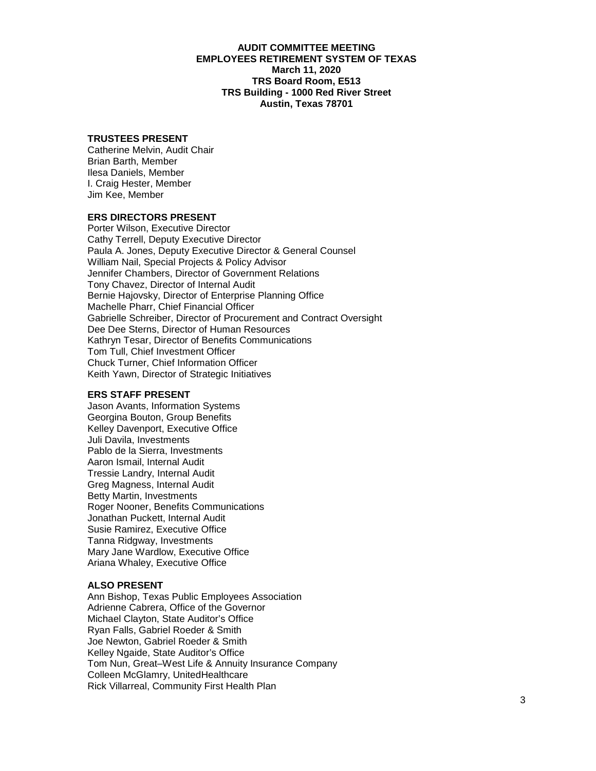**AUDIT COMMITTEE MEETING**
**EMPLOYEES RETIREMENT SYSTEM OF TEXAS**
**March 11, 2020**
**TRS Board Room, E513**
**TRS Building - 1000 Red River Street**
**Austin, Texas 78701**

**TRUSTEES PRESENT**

Catherine Melvin, Audit Chair
Brian Barth, Member
Ilesa Daniels, Member
I. Craig Hester, Member
Jim Kee, Member

**ERS DIRECTORS PRESENT**

Porter Wilson, Executive Director
Cathy Terrell, Deputy Executive Director
Paula A. Jones, Deputy Executive Director & General Counsel
William Nail, Special Projects & Policy Advisor
Jennifer Chambers, Director of Government Relations
Tony Chavez, Director of Internal Audit
Bernie Hajovsky, Director of Enterprise Planning Office
Machelle Pharr, Chief Financial Officer
Gabrielle Schreiber, Director of Procurement and Contract Oversight
Dee Dee Sterns, Director of Human Resources
Kathryn Tesar, Director of Benefits Communications
Tom Tull, Chief Investment Officer
Chuck Turner, Chief Information Officer
Keith Yawn, Director of Strategic Initiatives

**ERS STAFF PRESENT**

Jason Avants, Information Systems
Georgina Bouton, Group Benefits
Kelley Davenport, Executive Office
Juli Davila, Investments
Pablo de la Sierra, Investments
Aaron Ismail, Internal Audit
Tressie Landry, Internal Audit
Greg Magness, Internal Audit
Betty Martin, Investments
Roger Nooner, Benefits Communications
Jonathan Puckett, Internal Audit
Susie Ramirez, Executive Office
Tanna Ridgway, Investments
Mary Jane Wardlow, Executive Office
Ariana Whaley, Executive Office

**ALSO PRESENT**

Ann Bishop, Texas Public Employees Association
Adrienne Cabrera, Office of the Governor
Michael Clayton, State Auditor's Office
Ryan Falls, Gabriel Roeder & Smith
Joe Newton, Gabriel Roeder & Smith
Kelley Ngaide, State Auditor's Office
Tom Nun, Great–West Life & Annuity Insurance Company
Colleen McGlamry, UnitedHealthcare
Rick Villarreal, Community First Health Plan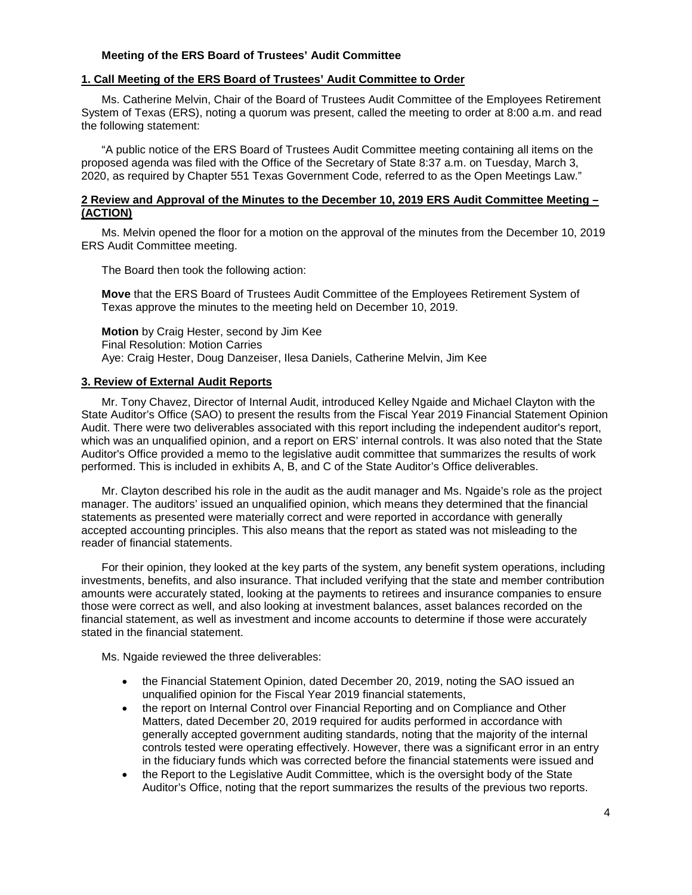**Meeting of the ERS Board of Trustees' Audit Committee**

## 1. Call Meeting of the ERS Board of Trustees' Audit Committee to Order

Ms. Catherine Melvin, Chair of the Board of Trustees Audit Committee of the Employees Retirement System of Texas (ERS), noting a quorum was present, called the meeting to order at 8:00 a.m. and read the following statement:

"A public notice of the ERS Board of Trustees Audit Committee meeting containing all items on the proposed agenda was filed with the Office of the Secretary of State 8:37 a.m. on Tuesday, March 3, 2020, as required by Chapter 551 Texas Government Code, referred to as the Open Meetings Law."

## 2 Review and Approval of the Minutes to the December 10, 2019 ERS Audit Committee Meeting – (ACTION)

Ms. Melvin opened the floor for a motion on the approval of the minutes from the December 10, 2019 ERS Audit Committee meeting.

The Board then took the following action:

**Move** that the ERS Board of Trustees Audit Committee of the Employees Retirement System of Texas approve the minutes to the meeting held on December 10, 2019.

**Motion** by Craig Hester, second by Jim Kee
Final Resolution: Motion Carries
Aye: Craig Hester, Doug Danzeiser, Ilesa Daniels, Catherine Melvin, Jim Kee

## 3. Review of External Audit Reports

Mr. Tony Chavez, Director of Internal Audit, introduced Kelley Ngaide and Michael Clayton with the State Auditor's Office (SAO) to present the results from the Fiscal Year 2019 Financial Statement Opinion Audit. There were two deliverables associated with this report including the independent auditor's report, which was an unqualified opinion, and a report on ERS' internal controls. It was also noted that the State Auditor's Office provided a memo to the legislative audit committee that summarizes the results of work performed. This is included in exhibits A, B, and C of the State Auditor's Office deliverables.

Mr. Clayton described his role in the audit as the audit manager and Ms. Ngaide's role as the project manager. The auditors' issued an unqualified opinion, which means they determined that the financial statements as presented were materially correct and were reported in accordance with generally accepted accounting principles. This also means that the report as stated was not misleading to the reader of financial statements.

For their opinion, they looked at the key parts of the system, any benefit system operations, including investments, benefits, and also insurance. That included verifying that the state and member contribution amounts were accurately stated, looking at the payments to retirees and insurance companies to ensure those were correct as well, and also looking at investment balances, asset balances recorded on the financial statement, as well as investment and income accounts to determine if those were accurately stated in the financial statement.

Ms. Ngaide reviewed the three deliverables:

- the Financial Statement Opinion, dated December 20, 2019, noting the SAO issued an unqualified opinion for the Fiscal Year 2019 financial statements,
- the report on Internal Control over Financial Reporting and on Compliance and Other Matters, dated December 20, 2019 required for audits performed in accordance with generally accepted government auditing standards, noting that the majority of the internal controls tested were operating effectively. However, there was a significant error in an entry in the fiduciary funds which was corrected before the financial statements were issued and
- the Report to the Legislative Audit Committee, which is the oversight body of the State Auditor's Office, noting that the report summarizes the results of the previous two reports.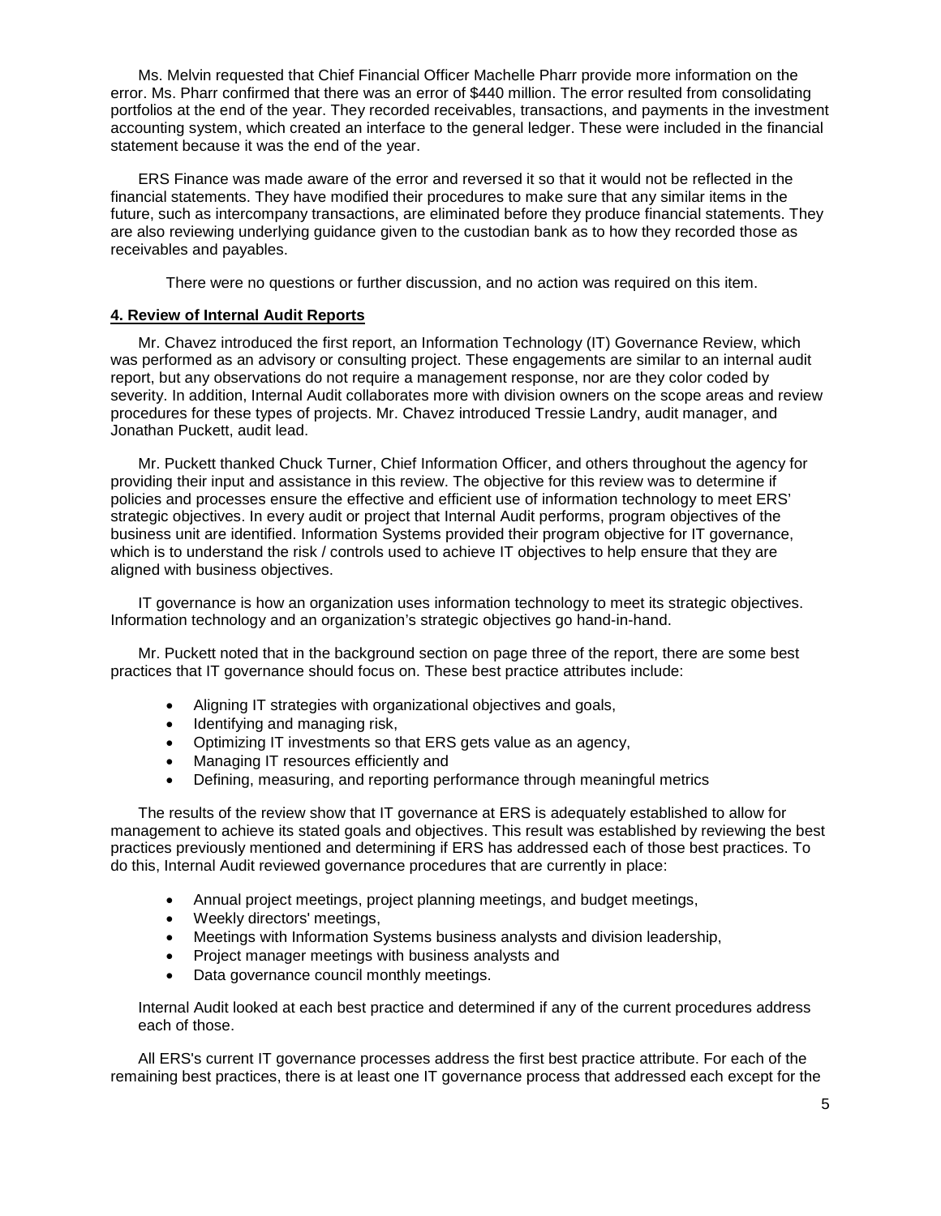Ms. Melvin requested that Chief Financial Officer Machelle Pharr provide more information on the error. Ms. Pharr confirmed that there was an error of $440 million. The error resulted from consolidating portfolios at the end of the year. They recorded receivables, transactions, and payments in the investment accounting system, which created an interface to the general ledger. These were included in the financial statement because it was the end of the year.

ERS Finance was made aware of the error and reversed it so that it would not be reflected in the financial statements. They have modified their procedures to make sure that any similar items in the future, such as intercompany transactions, are eliminated before they produce financial statements. They are also reviewing underlying guidance given to the custodian bank as to how they recorded those as receivables and payables.

There were no questions or further discussion, and no action was required on this item.

## 4. Review of Internal Audit Reports

Mr. Chavez introduced the first report, an Information Technology (IT) Governance Review, which was performed as an advisory or consulting project. These engagements are similar to an internal audit report, but any observations do not require a management response, nor are they color coded by severity. In addition, Internal Audit collaborates more with division owners on the scope areas and review procedures for these types of projects. Mr. Chavez introduced Tressie Landry, audit manager, and Jonathan Puckett, audit lead.

Mr. Puckett thanked Chuck Turner, Chief Information Officer, and others throughout the agency for providing their input and assistance in this review. The objective for this review was to determine if policies and processes ensure the effective and efficient use of information technology to meet ERS' strategic objectives. In every audit or project that Internal Audit performs, program objectives of the business unit are identified. Information Systems provided their program objective for IT governance, which is to understand the risk / controls used to achieve IT objectives to help ensure that they are aligned with business objectives.

IT governance is how an organization uses information technology to meet its strategic objectives. Information technology and an organization's strategic objectives go hand-in-hand.

Mr. Puckett noted that in the background section on page three of the report, there are some best practices that IT governance should focus on. These best practice attributes include:

- Aligning IT strategies with organizational objectives and goals,
- Identifying and managing risk,
- Optimizing IT investments so that ERS gets value as an agency,
- Managing IT resources efficiently and
- Defining, measuring, and reporting performance through meaningful metrics

The results of the review show that IT governance at ERS is adequately established to allow for management to achieve its stated goals and objectives. This result was established by reviewing the best practices previously mentioned and determining if ERS has addressed each of those best practices. To do this, Internal Audit reviewed governance procedures that are currently in place:

- Annual project meetings, project planning meetings, and budget meetings,
- Weekly directors' meetings,
- Meetings with Information Systems business analysts and division leadership,
- Project manager meetings with business analysts and
- Data governance council monthly meetings.

Internal Audit looked at each best practice and determined if any of the current procedures address each of those.

All ERS's current IT governance processes address the first best practice attribute. For each of the remaining best practices, there is at least one IT governance process that addressed each except for the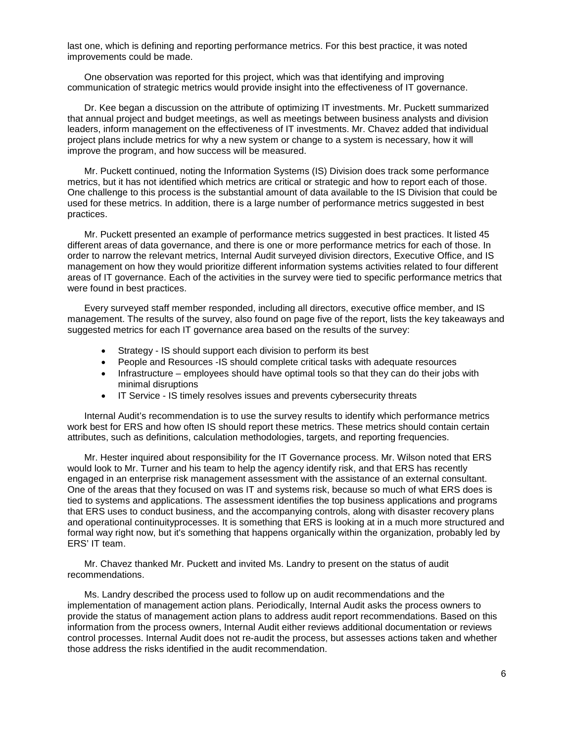last one, which is defining and reporting performance metrics. For this best practice, it was noted improvements could be made.

One observation was reported for this project, which was that identifying and improving communication of strategic metrics would provide insight into the effectiveness of IT governance.

Dr. Kee began a discussion on the attribute of optimizing IT investments. Mr. Puckett summarized that annual project and budget meetings, as well as meetings between business analysts and division leaders, inform management on the effectiveness of IT investments. Mr. Chavez added that individual project plans include metrics for why a new system or change to a system is necessary, how it will improve the program, and how success will be measured.

Mr. Puckett continued, noting the Information Systems (IS) Division does track some performance metrics, but it has not identified which metrics are critical or strategic and how to report each of those. One challenge to this process is the substantial amount of data available to the IS Division that could be used for these metrics. In addition, there is a large number of performance metrics suggested in best practices.

Mr. Puckett presented an example of performance metrics suggested in best practices. It listed 45 different areas of data governance, and there is one or more performance metrics for each of those. In order to narrow the relevant metrics, Internal Audit surveyed division directors, Executive Office, and IS management on how they would prioritize different information systems activities related to four different areas of IT governance. Each of the activities in the survey were tied to specific performance metrics that were found in best practices.

Every surveyed staff member responded, including all directors, executive office member, and IS management. The results of the survey, also found on page five of the report, lists the key takeaways and suggested metrics for each IT governance area based on the results of the survey:

- Strategy - IS should support each division to perform its best
- People and Resources -IS should complete critical tasks with adequate resources
- Infrastructure – employees should have optimal tools so that they can do their jobs with minimal disruptions
- IT Service - IS timely resolves issues and prevents cybersecurity threats

Internal Audit's recommendation is to use the survey results to identify which performance metrics work best for ERS and how often IS should report these metrics. These metrics should contain certain attributes, such as definitions, calculation methodologies, targets, and reporting frequencies.

Mr. Hester inquired about responsibility for the IT Governance process. Mr. Wilson noted that ERS would look to Mr. Turner and his team to help the agency identify risk, and that ERS has recently engaged in an enterprise risk management assessment with the assistance of an external consultant. One of the areas that they focused on was IT and systems risk, because so much of what ERS does is tied to systems and applications. The assessment identifies the top business applications and programs that ERS uses to conduct business, and the accompanying controls, along with disaster recovery plans and operational continuityprocesses. It is something that ERS is looking at in a much more structured and formal way right now, but it's something that happens organically within the organization, probably led by ERS' IT team.

Mr. Chavez thanked Mr. Puckett and invited Ms. Landry to present on the status of audit recommendations.

Ms. Landry described the process used to follow up on audit recommendations and the implementation of management action plans. Periodically, Internal Audit asks the process owners to provide the status of management action plans to address audit report recommendations. Based on this information from the process owners, Internal Audit either reviews additional documentation or reviews control processes. Internal Audit does not re-audit the process, but assesses actions taken and whether those address the risks identified in the audit recommendation.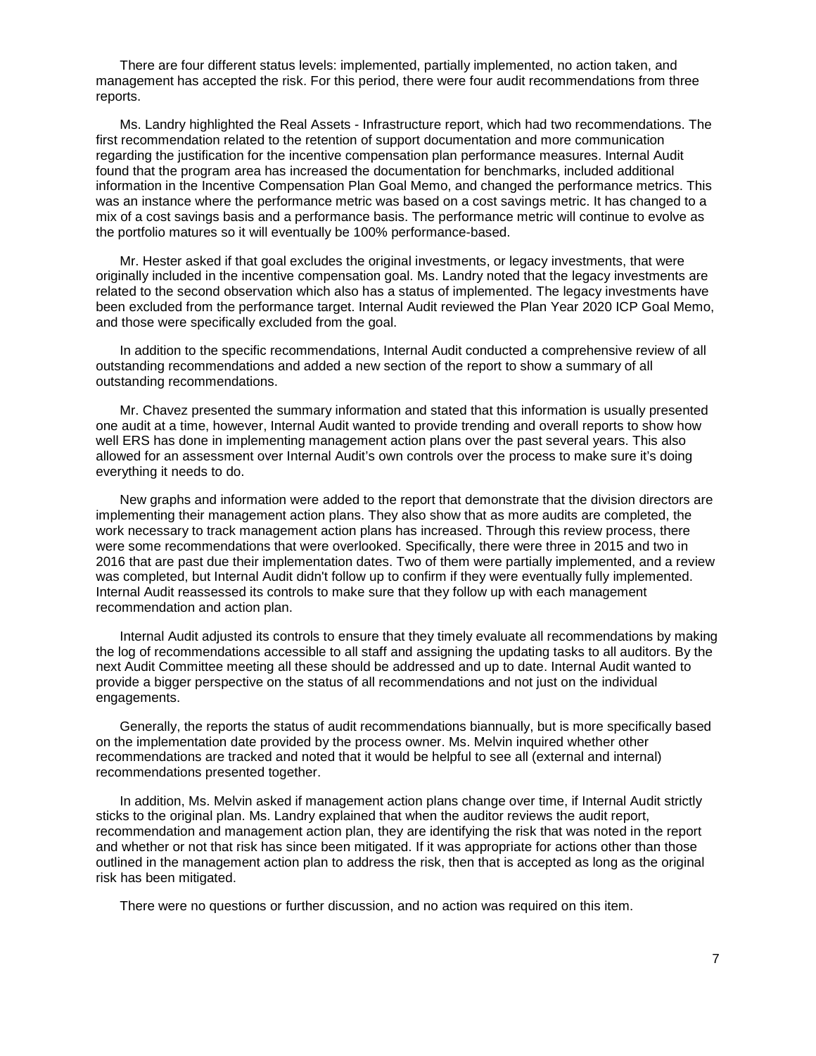There are four different status levels: implemented, partially implemented, no action taken, and management has accepted the risk. For this period, there were four audit recommendations from three reports.

Ms. Landry highlighted the Real Assets - Infrastructure report, which had two recommendations. The first recommendation related to the retention of support documentation and more communication regarding the justification for the incentive compensation plan performance measures. Internal Audit found that the program area has increased the documentation for benchmarks, included additional information in the Incentive Compensation Plan Goal Memo, and changed the performance metrics. This was an instance where the performance metric was based on a cost savings metric. It has changed to a mix of a cost savings basis and a performance basis. The performance metric will continue to evolve as the portfolio matures so it will eventually be 100% performance-based.

Mr. Hester asked if that goal excludes the original investments, or legacy investments, that were originally included in the incentive compensation goal. Ms. Landry noted that the legacy investments are related to the second observation which also has a status of implemented. The legacy investments have been excluded from the performance target. Internal Audit reviewed the Plan Year 2020 ICP Goal Memo, and those were specifically excluded from the goal.

In addition to the specific recommendations, Internal Audit conducted a comprehensive review of all outstanding recommendations and added a new section of the report to show a summary of all outstanding recommendations.

Mr. Chavez presented the summary information and stated that this information is usually presented one audit at a time, however, Internal Audit wanted to provide trending and overall reports to show how well ERS has done in implementing management action plans over the past several years. This also allowed for an assessment over Internal Audit's own controls over the process to make sure it's doing everything it needs to do.

New graphs and information were added to the report that demonstrate that the division directors are implementing their management action plans. They also show that as more audits are completed, the work necessary to track management action plans has increased. Through this review process, there were some recommendations that were overlooked. Specifically, there were three in 2015 and two in 2016 that are past due their implementation dates. Two of them were partially implemented, and a review was completed, but Internal Audit didn't follow up to confirm if they were eventually fully implemented. Internal Audit reassessed its controls to make sure that they follow up with each management recommendation and action plan.

Internal Audit adjusted its controls to ensure that they timely evaluate all recommendations by making the log of recommendations accessible to all staff and assigning the updating tasks to all auditors. By the next Audit Committee meeting all these should be addressed and up to date. Internal Audit wanted to provide a bigger perspective on the status of all recommendations and not just on the individual engagements.

Generally, the reports the status of audit recommendations biannually, but is more specifically based on the implementation date provided by the process owner. Ms. Melvin inquired whether other recommendations are tracked and noted that it would be helpful to see all (external and internal) recommendations presented together.

In addition, Ms. Melvin asked if management action plans change over time, if Internal Audit strictly sticks to the original plan. Ms. Landry explained that when the auditor reviews the audit report, recommendation and management action plan, they are identifying the risk that was noted in the report and whether or not that risk has since been mitigated. If it was appropriate for actions other than those outlined in the management action plan to address the risk, then that is accepted as long as the original risk has been mitigated.

There were no questions or further discussion, and no action was required on this item.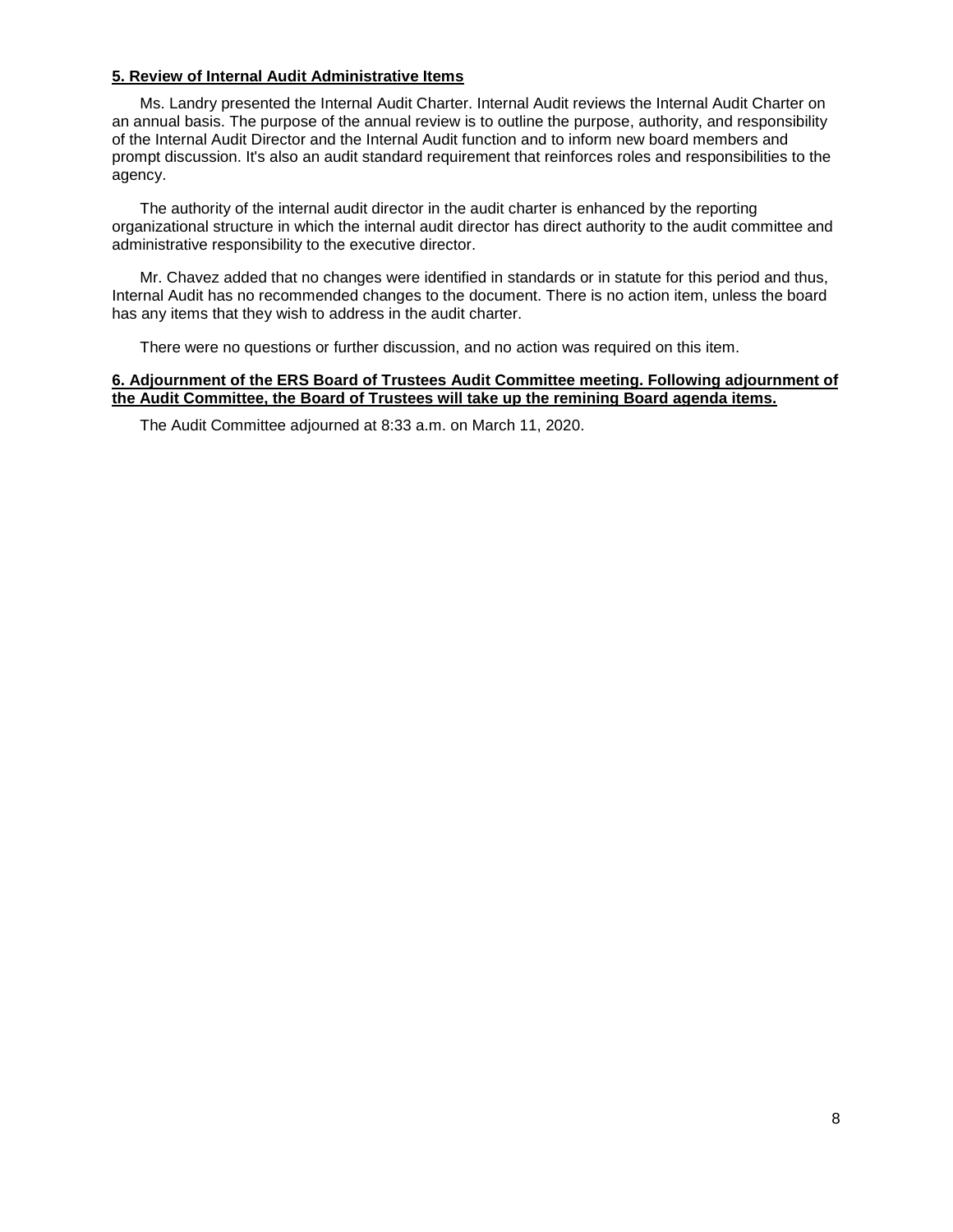**5. Review of Internal Audit Administrative Items**

Ms. Landry presented the Internal Audit Charter. Internal Audit reviews the Internal Audit Charter on an annual basis. The purpose of the annual review is to outline the purpose, authority, and responsibility of the Internal Audit Director and the Internal Audit function and to inform new board members and prompt discussion. It's also an audit standard requirement that reinforces roles and responsibilities to the agency.

The authority of the internal audit director in the audit charter is enhanced by the reporting organizational structure in which the internal audit director has direct authority to the audit committee and administrative responsibility to the executive director.

Mr. Chavez added that no changes were identified in standards or in statute for this period and thus, Internal Audit has no recommended changes to the document. There is no action item, unless the board has any items that they wish to address in the audit charter.

There were no questions or further discussion, and no action was required on this item.

**6. Adjournment of the ERS Board of Trustees Audit Committee meeting. Following adjournment of the Audit Committee, the Board of Trustees will take up the remining Board agenda items.**

The Audit Committee adjourned at 8:33 a.m. on March 11, 2020.